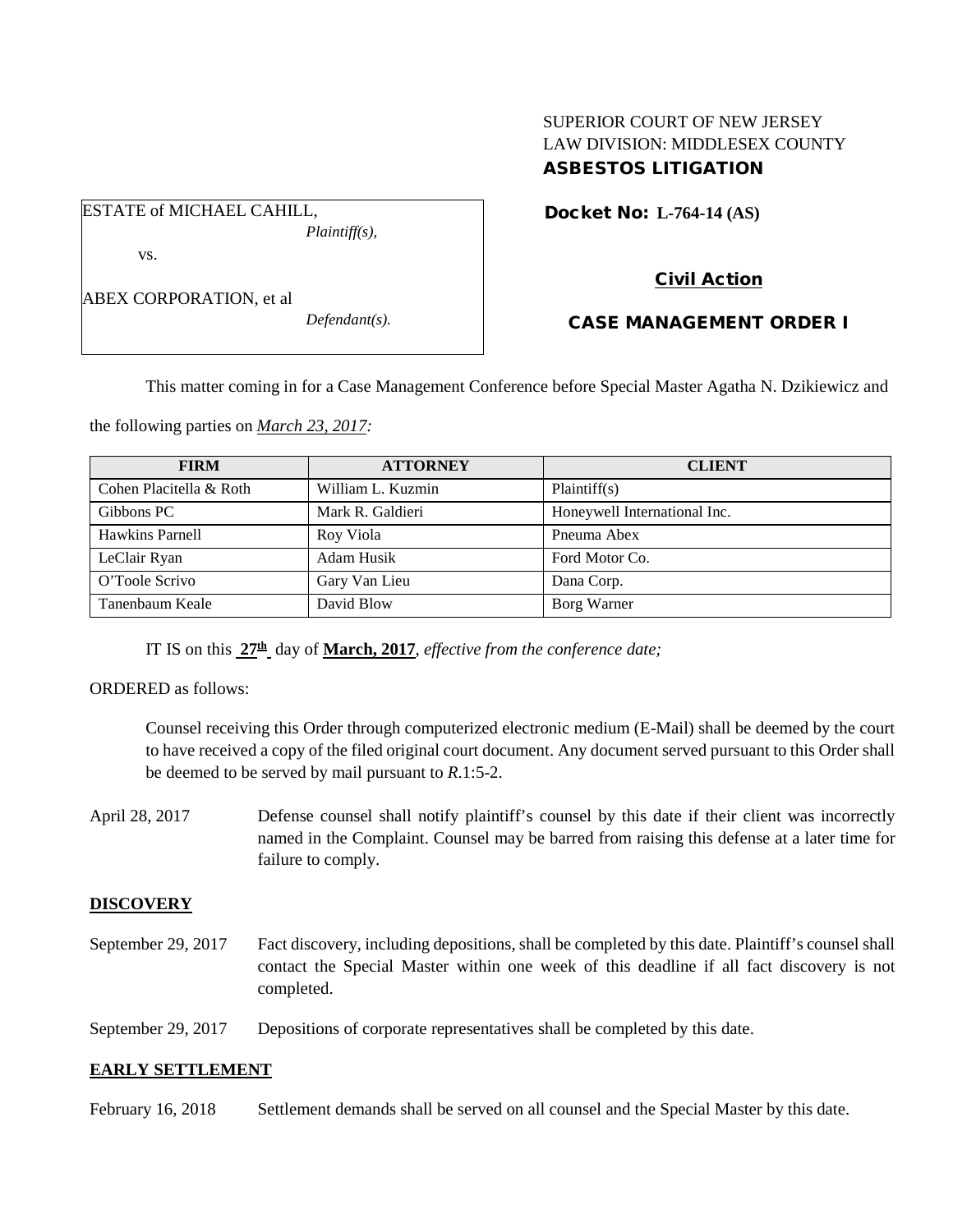SUPERIOR COURT OF NEW JERSEY
LAW DIVISION: MIDDLESEX COUNTY
**ASBESTOS LITIGATION**

ESTATE of MICHAEL CAHILL,
*Plaintiff(s),*

vs.

ABEX CORPORATION, et al
*Defendant(s).*

**Docket No: L-764-14 (AS)**

**Civil Action**

**CASE MANAGEMENT ORDER I**

This matter coming in for a Case Management Conference before Special Master Agatha N. Dzikiewicz and the following parties on *March 23, 2017:*

| FIRM | ATTORNEY | CLIENT |
|---|---|---|
| Cohen Placitella & Roth | William L. Kuzmin | Plaintiff(s) |
| Gibbons PC | Mark R. Galdieri | Honeywell International Inc. |
| Hawkins Parnell | Roy Viola | Pneuma Abex |
| LeClair Ryan | Adam Husik | Ford Motor Co. |
| O'Toole Scrivo | Gary Van Lieu | Dana Corp. |
| Tanenbaum Keale | David Blow | Borg Warner |

IT IS on this **27th** day of **March, 2017**, *effective from the conference date;*

ORDERED as follows:

Counsel receiving this Order through computerized electronic medium (E-Mail) shall be deemed by the court to have received a copy of the filed original court document. Any document served pursuant to this Order shall be deemed to be served by mail pursuant to *R*.1:5-2.

April 28, 2017 — Defense counsel shall notify plaintiff's counsel by this date if their client was incorrectly named in the Complaint. Counsel may be barred from raising this defense at a later time for failure to comply.

## DISCOVERY

September 29, 2017 — Fact discovery, including depositions, shall be completed by this date. Plaintiff's counsel shall contact the Special Master within one week of this deadline if all fact discovery is not completed.

September 29, 2017 — Depositions of corporate representatives shall be completed by this date.

## EARLY SETTLEMENT

February 16, 2018 — Settlement demands shall be served on all counsel and the Special Master by this date.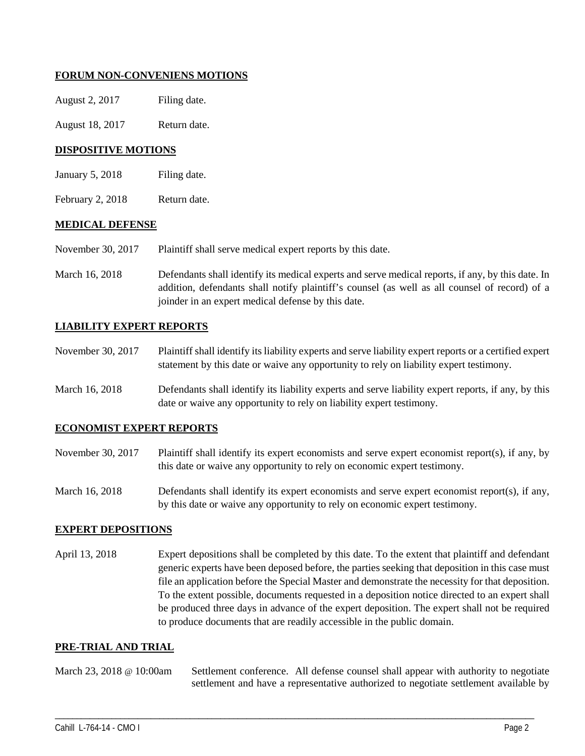## FORUM NON-CONVENIENS MOTIONS

August 2, 2017 Filing date.

August 18, 2017 Return date.

## DISPOSITIVE MOTIONS

January 5, 2018 Filing date.

February 2, 2018 Return date.

## MEDICAL DEFENSE

November 30, 2017 Plaintiff shall serve medical expert reports by this date.

March 16, 2018 Defendants shall identify its medical experts and serve medical reports, if any, by this date. In addition, defendants shall notify plaintiff's counsel (as well as all counsel of record) of a joinder in an expert medical defense by this date.

## LIABILITY EXPERT REPORTS

November 30, 2017 Plaintiff shall identify its liability experts and serve liability expert reports or a certified expert statement by this date or waive any opportunity to rely on liability expert testimony.

March 16, 2018 Defendants shall identify its liability experts and serve liability expert reports, if any, by this date or waive any opportunity to rely on liability expert testimony.

## ECONOMIST EXPERT REPORTS

November 30, 2017 Plaintiff shall identify its expert economists and serve expert economist report(s), if any, by this date or waive any opportunity to rely on economic expert testimony.

March 16, 2018 Defendants shall identify its expert economists and serve expert economist report(s), if any, by this date or waive any opportunity to rely on economic expert testimony.

## EXPERT DEPOSITIONS

April 13, 2018 Expert depositions shall be completed by this date. To the extent that plaintiff and defendant generic experts have been deposed before, the parties seeking that deposition in this case must file an application before the Special Master and demonstrate the necessity for that deposition. To the extent possible, documents requested in a deposition notice directed to an expert shall be produced three days in advance of the expert deposition. The expert shall not be required to produce documents that are readily accessible in the public domain.

## PRE-TRIAL AND TRIAL

March 23, 2018 @ 10:00am Settlement conference. All defense counsel shall appear with authority to negotiate settlement and have a representative authorized to negotiate settlement available by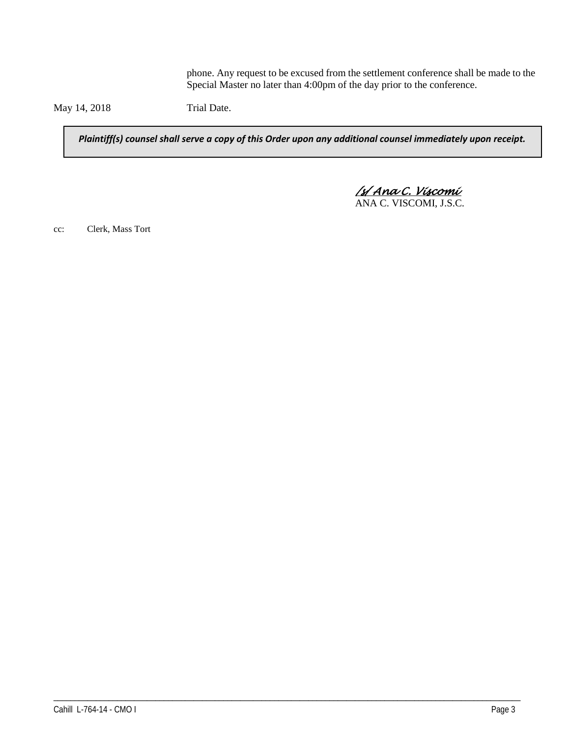phone. Any request to be excused from the settlement conference shall be made to the Special Master no later than 4:00pm of the day prior to the conference.

May 14, 2018 Trial Date.

***Plaintiff(s) counsel shall serve a copy of this Order upon any additional counsel immediately upon receipt.***

/s/ Ana C. Viscomi
ANA C. VISCOMI, J.S.C.

cc: Clerk, Mass Tort